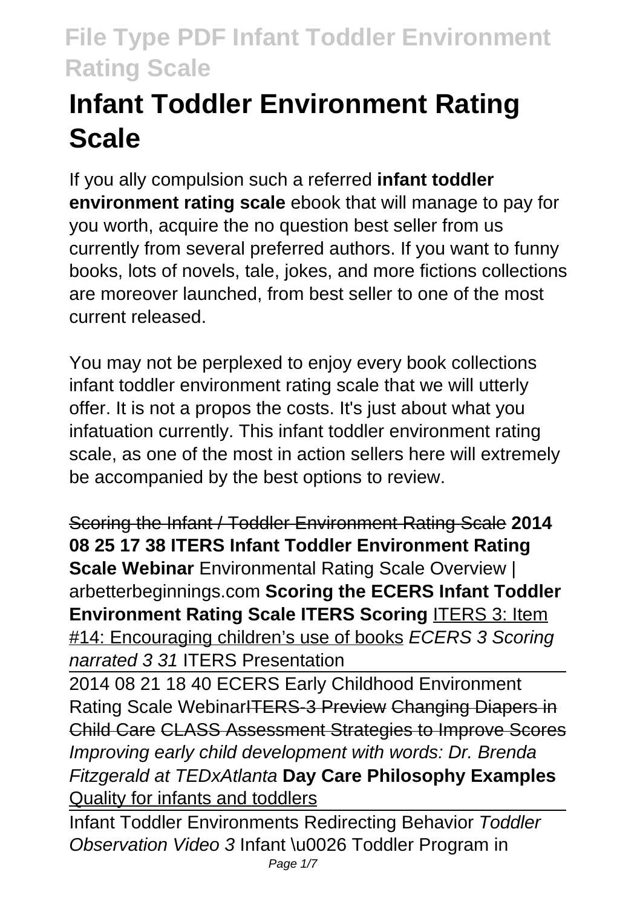# Infant Toddler Environment Rating Scale

If you ally compulsion such a referred **infant toddler environment rating scale** ebook that will manage to pay for you worth, acquire the no question best seller from us currently from several preferred authors. If you want to funny books, lots of novels, tale, jokes, and more fictions collections are moreover launched, from best seller to one of the most current released.

You may not be perplexed to enjoy every book collections infant toddler environment rating scale that we will utterly offer. It is not a propos the costs. It's just about what you infatuation currently. This infant toddler environment rating scale, as one of the most in action sellers here will extremely be accompanied by the best options to review.

Scoring the Infant / Toddler Environment Rating Scale **2014 08 25 17 38 ITERS Infant Toddler Environment Rating Scale Webinar** Environmental Rating Scale Overview | arbetterbeginnings.com **Scoring the ECERS Infant Toddler Environment Rating Scale ITERS Scoring** ITERS 3: Item #14: Encouraging children's use of books *ECERS 3 Scoring narrated 3 31* ITERS Presentation

2014 08 21 18 40 ECERS Early Childhood Environment Rating Scale WebinarITERS-3 Preview Changing Diapers in Child Care CLASS Assessment Strategies to Improve Scores *Improving early child development with words: Dr. Brenda Fitzgerald at TEDxAtlanta* **Day Care Philosophy Examples** Quality for infants and toddlers

Infant Toddler Environments Redirecting Behavior *Toddler Observation Video 3* Infant \u0026 Toddler Program in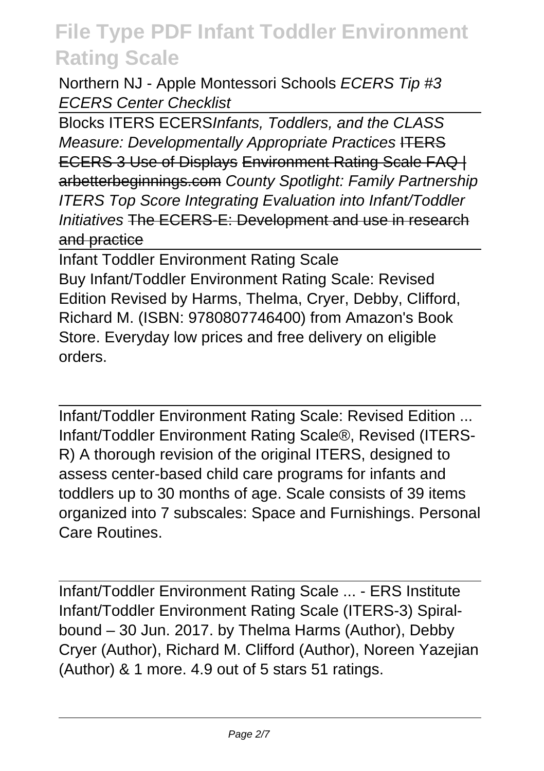Northern NJ - Apple Montessori Schools *ECERS Tip #3 ECERS Center Checklist*

Blocks ITERS ECERS*Infants, Toddlers, and the CLASS Measure: Developmentally Appropriate Practices* ~~ITERS ECERS 3 Use of Displays~~ ~~Environment Rating Scale FAQ | arbetterbeginnings.com~~ *County Spotlight: Family Partnership ITERS Top Score Integrating Evaluation into Infant/Toddler Initiatives* ~~The ECERS-E: Development and use in research and practice~~

Infant Toddler Environment Rating Scale
Buy Infant/Toddler Environment Rating Scale: Revised Edition Revised by Harms, Thelma, Cryer, Debby, Clifford, Richard M. (ISBN: 9780807746400) from Amazon's Book Store. Everyday low prices and free delivery on eligible orders.

Infant/Toddler Environment Rating Scale: Revised Edition ...
Infant/Toddler Environment Rating Scale®, Revised (ITERS-R) A thorough revision of the original ITERS, designed to assess center-based child care programs for infants and toddlers up to 30 months of age. Scale consists of 39 items organized into 7 subscales: Space and Furnishings. Personal Care Routines.

Infant/Toddler Environment Rating Scale ... - ERS Institute
Infant/Toddler Environment Rating Scale (ITERS-3) Spiral-bound – 30 Jun. 2017. by Thelma Harms (Author), Debby Cryer (Author), Richard M. Clifford (Author), Noreen Yazejian (Author) & 1 more. 4.9 out of 5 stars 51 ratings.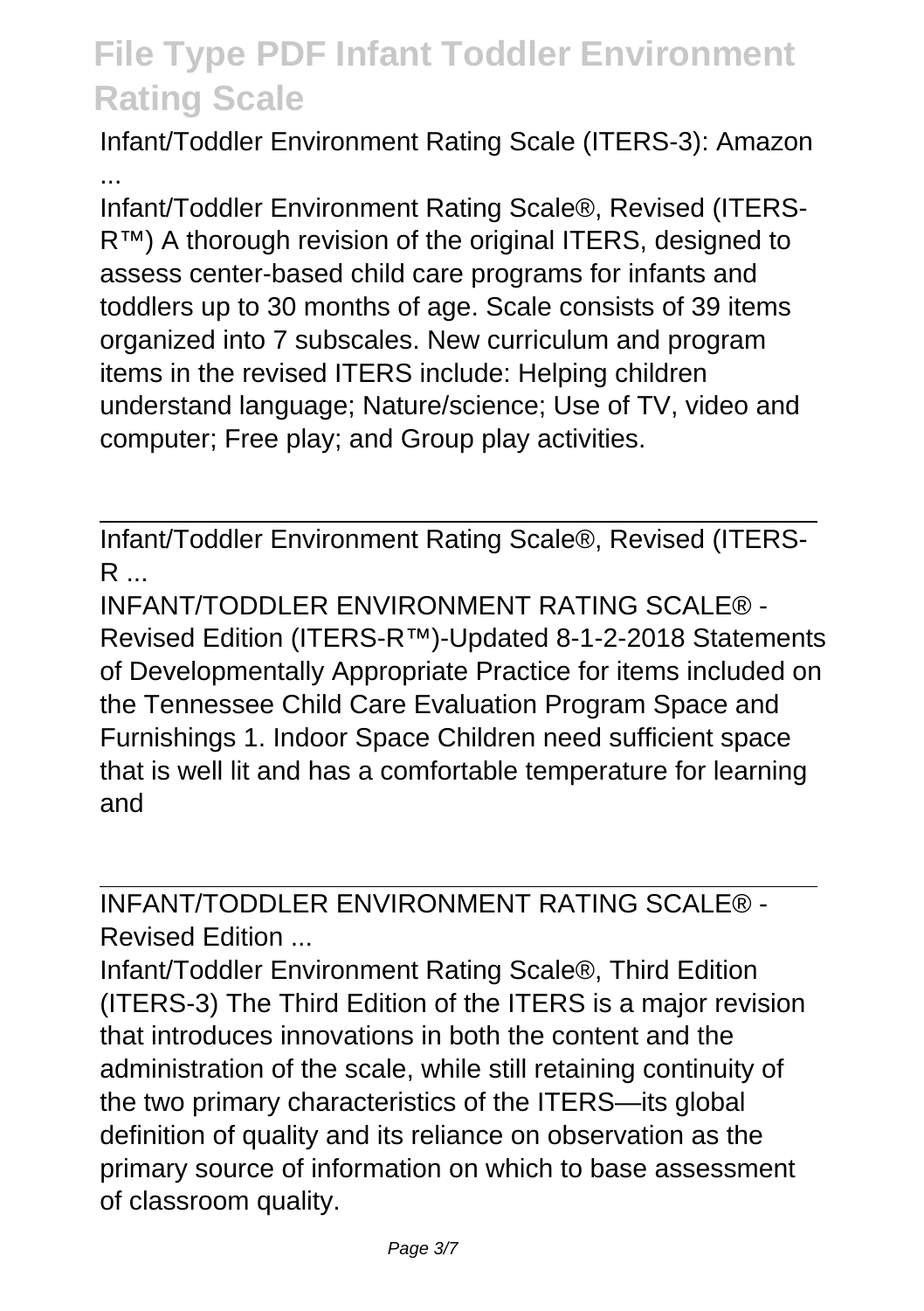Infant/Toddler Environment Rating Scale (ITERS-3): Amazon ...

Infant/Toddler Environment Rating Scale®, Revised (ITERS-R™) A thorough revision of the original ITERS, designed to assess center-based child care programs for infants and toddlers up to 30 months of age. Scale consists of 39 items organized into 7 subscales. New curriculum and program items in the revised ITERS include: Helping children understand language; Nature/science; Use of TV, video and computer; Free play; and Group play activities.

---

Infant/Toddler Environment Rating Scale®, Revised (ITERS-R ...

INFANT/TODDLER ENVIRONMENT RATING SCALE® - Revised Edition (ITERS-R™)-Updated 8-1-2-2018 Statements of Developmentally Appropriate Practice for items included on the Tennessee Child Care Evaluation Program Space and Furnishings 1. Indoor Space Children need sufficient space that is well lit and has a comfortable temperature for learning and

---

INFANT/TODDLER ENVIRONMENT RATING SCALE® - Revised Edition ...

Infant/Toddler Environment Rating Scale®, Third Edition (ITERS-3) The Third Edition of the ITERS is a major revision that introduces innovations in both the content and the administration of the scale, while still retaining continuity of the two primary characteristics of the ITERS—its global definition of quality and its reliance on observation as the primary source of information on which to base assessment of classroom quality.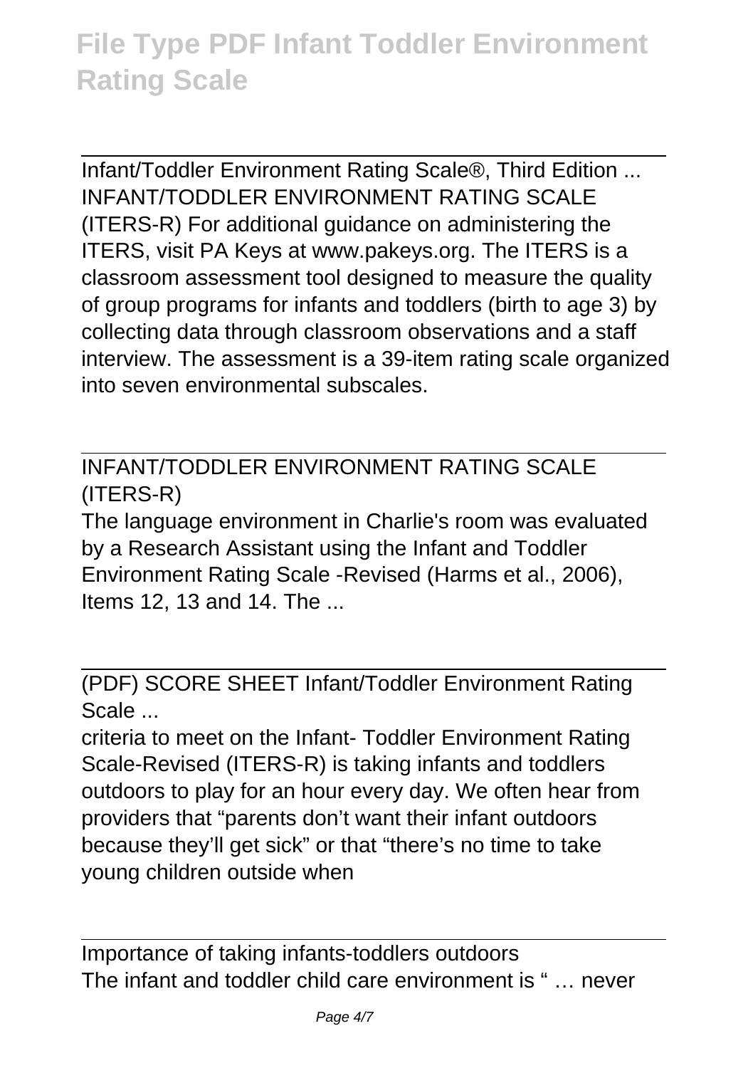Infant/Toddler Environment Rating Scale®, Third Edition ...
INFANT/TODDLER ENVIRONMENT RATING SCALE (ITERS-R) For additional guidance on administering the ITERS, visit PA Keys at www.pakeys.org. The ITERS is a classroom assessment tool designed to measure the quality of group programs for infants and toddlers (birth to age 3) by collecting data through classroom observations and a staff interview. The assessment is a 39-item rating scale organized into seven environmental subscales.

INFANT/TODDLER ENVIRONMENT RATING SCALE (ITERS-R)
The language environment in Charlie's room was evaluated by a Research Assistant using the Infant and Toddler Environment Rating Scale -Revised (Harms et al., 2006), Items 12, 13 and 14. The ...

(PDF) SCORE SHEET Infant/Toddler Environment Rating Scale ...
criteria to meet on the Infant- Toddler Environment Rating Scale-Revised (ITERS-R) is taking infants and toddlers outdoors to play for an hour every day. We often hear from providers that "parents don't want their infant outdoors because they'll get sick" or that "there's no time to take young children outside when

Importance of taking infants-toddlers outdoors
The infant and toddler child care environment is " … never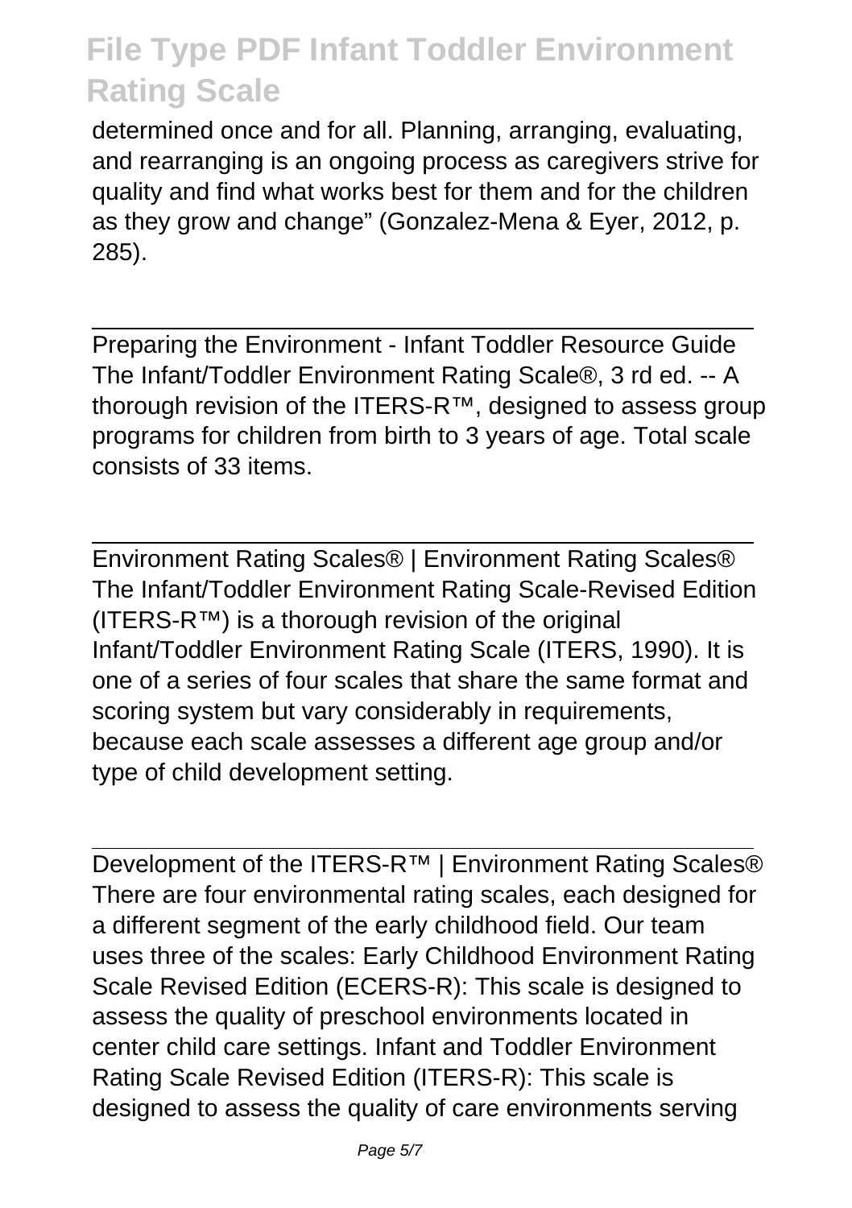determined once and for all. Planning, arranging, evaluating, and rearranging is an ongoing process as caregivers strive for quality and find what works best for them and for the children as they grow and change" (Gonzalez-Mena & Eyer, 2012, p. 285).

Preparing the Environment - Infant Toddler Resource Guide
The Infant/Toddler Environment Rating Scale®, 3 rd ed. -- A thorough revision of the ITERS-R™, designed to assess group programs for children from birth to 3 years of age. Total scale consists of 33 items.

Environment Rating Scales® | Environment Rating Scales®
The Infant/Toddler Environment Rating Scale-Revised Edition (ITERS-R™) is a thorough revision of the original Infant/Toddler Environment Rating Scale (ITERS, 1990). It is one of a series of four scales that share the same format and scoring system but vary considerably in requirements, because each scale assesses a different age group and/or type of child development setting.

Development of the ITERS-R™ | Environment Rating Scales®
There are four environmental rating scales, each designed for a different segment of the early childhood field. Our team uses three of the scales: Early Childhood Environment Rating Scale Revised Edition (ECERS-R): This scale is designed to assess the quality of preschool environments located in center child care settings. Infant and Toddler Environment Rating Scale Revised Edition (ITERS-R): This scale is designed to assess the quality of care environments serving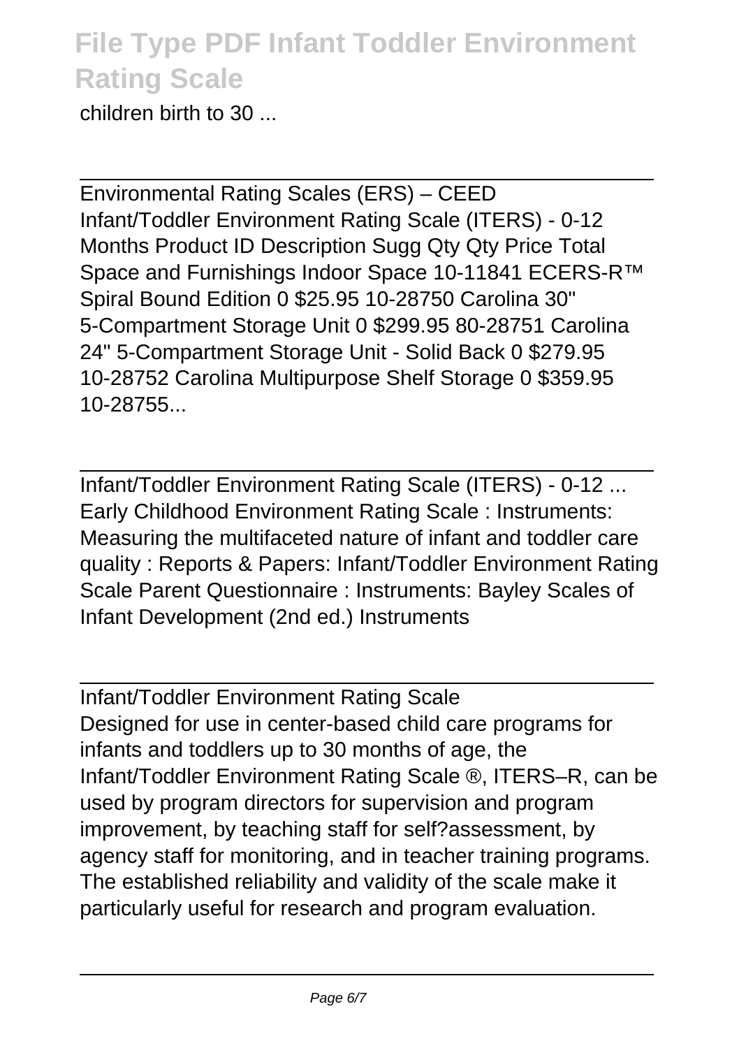children birth to 30 ...

---

Environmental Rating Scales (ERS) – CEED
Infant/Toddler Environment Rating Scale (ITERS) - 0-12 Months Product ID Description Sugg Qty Qty Price Total Space and Furnishings Indoor Space 10-11841 ECERS-R™ Spiral Bound Edition 0 $25.95 10-28750 Carolina 30" 5-Compartment Storage Unit 0 $299.95 80-28751 Carolina 24" 5-Compartment Storage Unit - Solid Back 0 $279.95 10-28752 Carolina Multipurpose Shelf Storage 0 $359.95 10-28755...

---

Infant/Toddler Environment Rating Scale (ITERS) - 0-12 ...
Early Childhood Environment Rating Scale : Instruments: Measuring the multifaceted nature of infant and toddler care quality : Reports & Papers: Infant/Toddler Environment Rating Scale Parent Questionnaire : Instruments: Bayley Scales of Infant Development (2nd ed.) Instruments

---

Infant/Toddler Environment Rating Scale
Designed for use in center-based child care programs for infants and toddlers up to 30 months of age, the Infant/Toddler Environment Rating Scale ®, ITERS–R, can be used by program directors for supervision and program improvement, by teaching staff for self?assessment, by agency staff for monitoring, and in teacher training programs. The established reliability and validity of the scale make it particularly useful for research and program evaluation.

---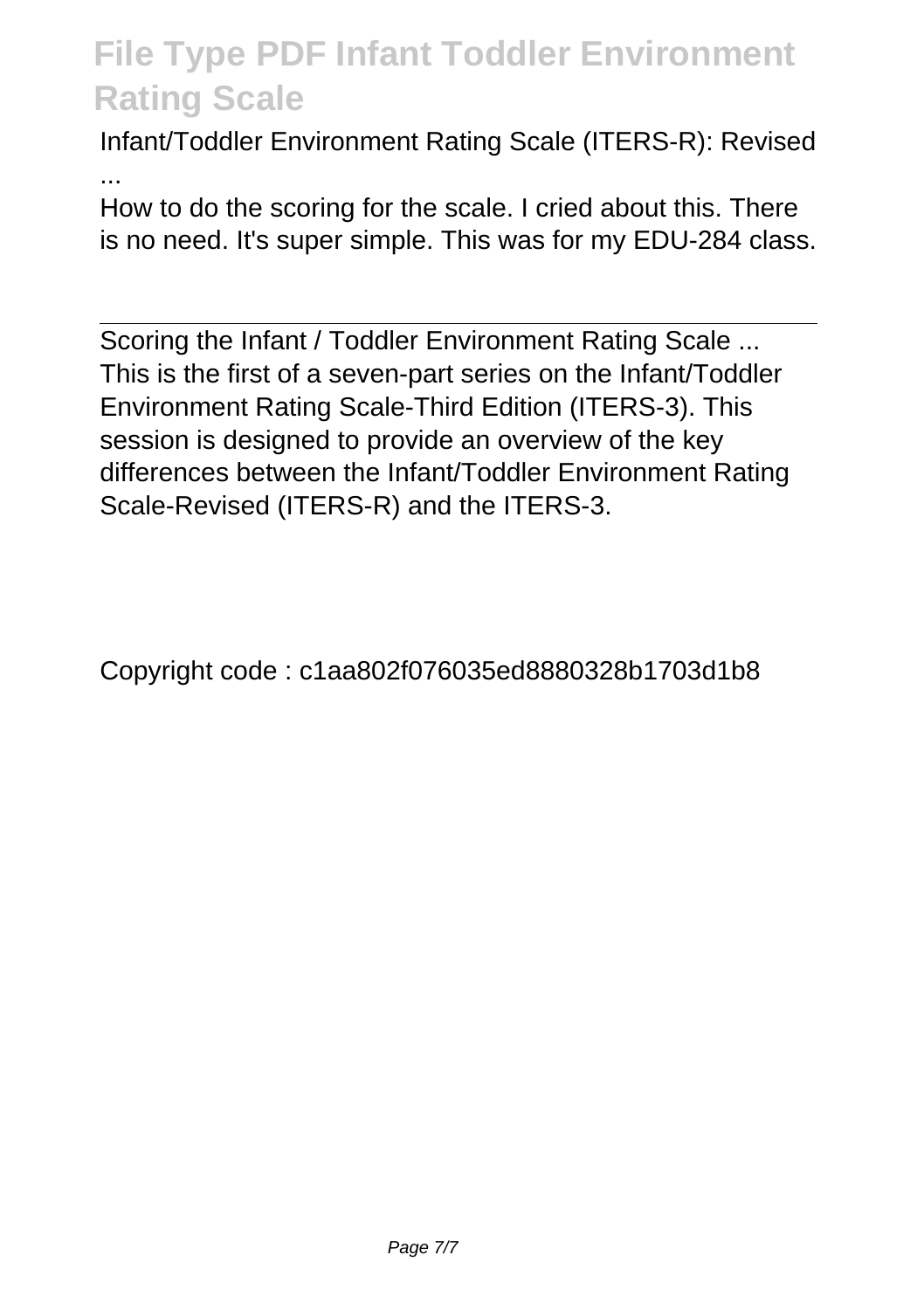Infant/Toddler Environment Rating Scale (ITERS-R): Revised ...

How to do the scoring for the scale. I cried about this. There is no need. It's super simple. This was for my EDU-284 class.

---

Scoring the Infant / Toddler Environment Rating Scale ...
This is the first of a seven-part series on the Infant/Toddler Environment Rating Scale-Third Edition (ITERS-3). This session is designed to provide an overview of the key differences between the Infant/Toddler Environment Rating Scale-Revised (ITERS-R) and the ITERS-3.

Copyright code : c1aa802f076035ed8880328b1703d1b8